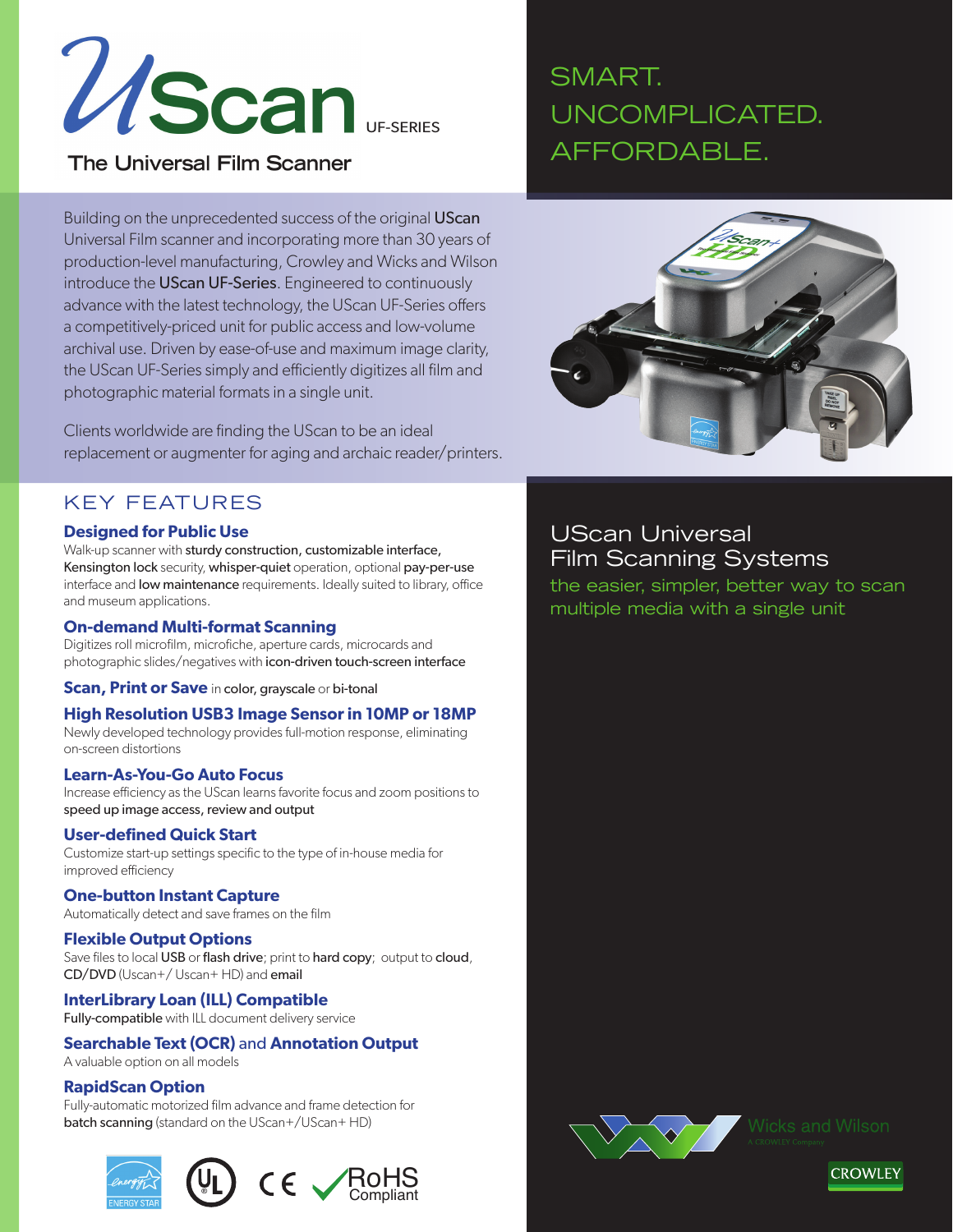# UScan UF-SERIES

## The Universal Film Scanner

SMART.
UNCOMPLICATED.
AFFORDABLE.

Building on the unprecedented success of the original **UScan** Universal Film scanner and incorporating more than 30 years of production-level manufacturing, Crowley and Wicks and Wilson introduce the **UScan UF-Series**. Engineered to continuously advance with the latest technology, the UScan UF-Series offers a competitively-priced unit for public access and low-volume archival use. Driven by ease-of-use and maximum image clarity, the UScan UF-Series simply and efficiently digitizes all film and photographic material formats in a single unit.

Clients worldwide are finding the UScan to be an ideal replacement or augmenter for aging and archaic reader/printers.

## UScan Universal Film Scanning Systems

the easier, simpler, better way to scan multiple media with a single unit

## KEY FEATURES

### Designed for Public Use

Walk-up scanner with **sturdy construction, customizable interface, Kensington lock** security, **whisper-quiet** operation, optional **pay-per-use** interface and **low maintenance** requirements. Ideally suited to library, office and museum applications.

### On-demand Multi-format Scanning

Digitizes roll microfilm, microfiche, aperture cards, microcards and photographic slides/negatives with **icon-driven touch-screen interface**

### Scan, Print or Save in **color, grayscale** or **bi-tonal**

### High Resolution USB3 Image Sensor in 10MP or 18MP

Newly developed technology provides full-motion response, eliminating on-screen distortions

### Learn-As-You-Go Auto Focus

Increase efficiency as the UScan learns favorite focus and zoom positions to **speed up image access, review and output**

### User-defined Quick Start

Customize start-up settings specific to the type of in-house media for improved efficiency

### One-button Instant Capture

Automatically detect and save frames on the film

### Flexible Output Options

Save files to local **USB** or **flash drive**; print to **hard copy**; output to **cloud**, **CD/DVD** (Uscan+/ Uscan+ HD) and **email**

### InterLibrary Loan (ILL) Compatible

**Fully-compatible** with ILL document delivery service

### Searchable Text (OCR) and Annotation Output

A valuable option on all models

### RapidScan Option

Fully-automatic motorized film advance and frame detection for **batch scanning** (standard on the UScan+/UScan+ HD)

ENERGY STAR · UL · CE · RoHS Compliant

Wicks and Wilson — A CROWLEY Company

CROWLEY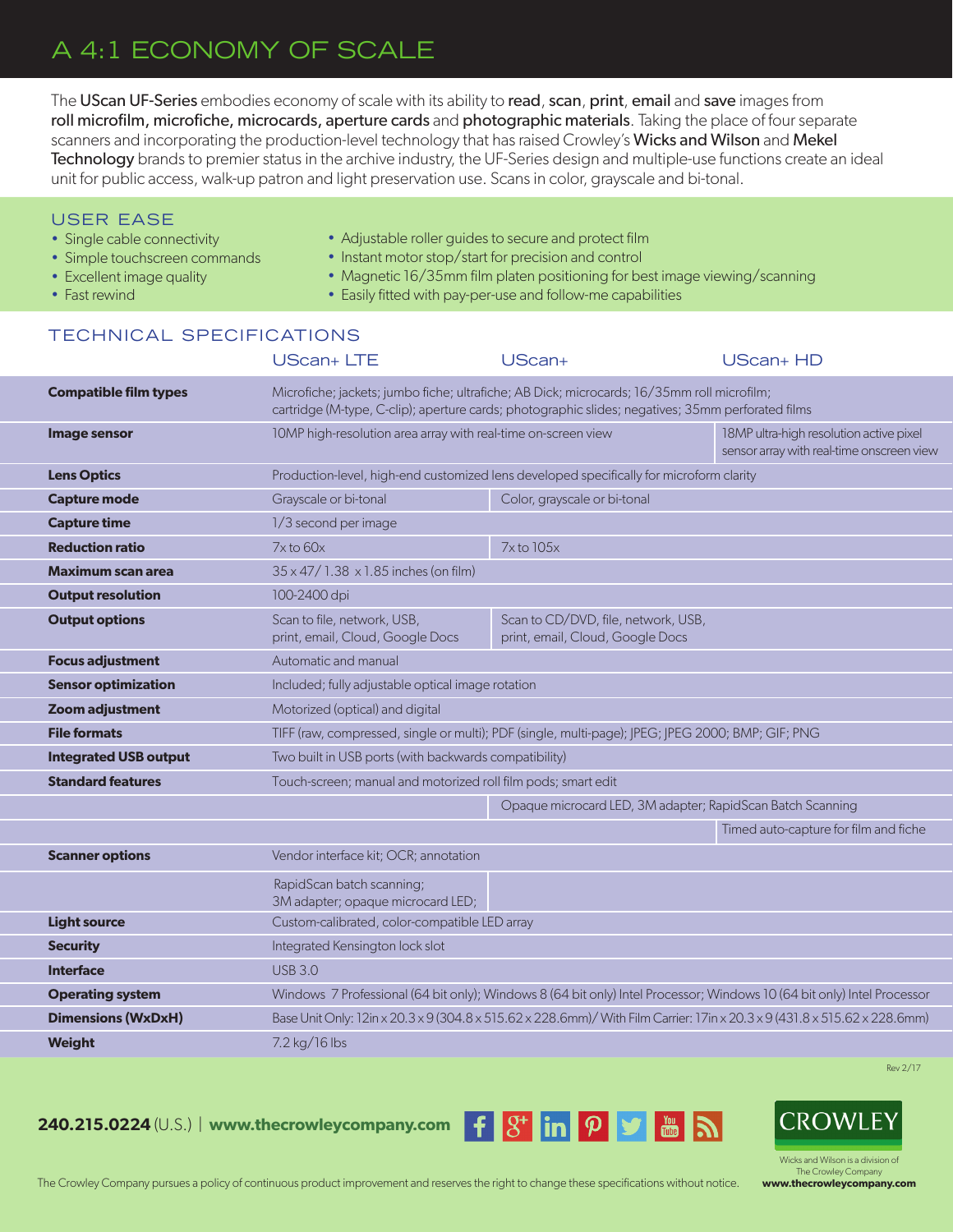# A 4:1 ECONOMY OF SCALE

The **UScan UF-Series** embodies economy of scale with its ability to **read**, **scan**, **print**, **email** and **save** images from **roll microfilm, microfiche, microcards, aperture cards** and **photographic materials**. Taking the place of four separate scanners and incorporating the production-level technology that has raised Crowley's **Wicks and Wilson** and **Mekel Technology** brands to premier status in the archive industry, the UF-Series design and multiple-use functions create an ideal unit for public access, walk-up patron and light preservation use. Scans in color, grayscale and bi-tonal.

## USER EASE

- Single cable connectivity
- Simple touchscreen commands
- Excellent image quality
- Fast rewind
- Adjustable roller guides to secure and protect film
- Instant motor stop/start for precision and control
- Magnetic 16/35mm film platen positioning for best image viewing/scanning
- Easily fitted with pay-per-use and follow-me capabilities

## TECHNICAL SPECIFICATIONS

| | UScan+ LTE | UScan+ | UScan+ HD |
|---|---|---|---|
| **Compatible film types** | Microfiche; jackets; jumbo fiche; ultrafiche; AB Dick; microcards; 16/35mm roll microfilm; cartridge (M-type, C-clip); aperture cards; photographic slides; negatives; 35mm perforated films | | |
| **Image sensor** | 10MP high-resolution area array with real-time on-screen view | | 18MP ultra-high resolution active pixel sensor array with real-time onscreen view |
| **Lens Optics** | Production-level, high-end customized lens developed specifically for microform clarity | | |
| **Capture mode** | Grayscale or bi-tonal | Color, grayscale or bi-tonal | |
| **Capture time** | 1/3 second per image | | |
| **Reduction ratio** | 7x to 60x | 7x to 105x | |
| **Maximum scan area** | 35 x 47/ 1.38 x 1.85 inches (on film) | | |
| **Output resolution** | 100-2400 dpi | | |
| **Output options** | Scan to file, network, USB, print, email, Cloud, Google Docs | Scan to CD/DVD, file, network, USB, print, email, Cloud, Google Docs | |
| **Focus adjustment** | Automatic and manual | | |
| **Sensor optimization** | Included; fully adjustable optical image rotation | | |
| **Zoom adjustment** | Motorized (optical) and digital | | |
| **File formats** | TIFF (raw, compressed, single or multi); PDF (single, multi-page); JPEG; JPEG 2000; BMP; GIF; PNG | | |
| **Integrated USB output** | Two built in USB ports (with backwards compatibility) | | |
| **Standard features** | Touch-screen; manual and motorized roll film pods; smart edit | | |
| | | Opaque microcard LED, 3M adapter; RapidScan Batch Scanning | |
| | | | Timed auto-capture for film and fiche |
| **Scanner options** | Vendor interface kit; OCR; annotation | | |
| | RapidScan batch scanning; 3M adapter; opaque microcard LED; | | |
| **Light source** | Custom-calibrated, color-compatible LED array | | |
| **Security** | Integrated Kensington lock slot | | |
| **Interface** | USB 3.0 | | |
| **Operating system** | Windows 7 Professional (64 bit only); Windows 8 (64 bit only) Intel Processor; Windows 10 (64 bit only) Intel Processor | | |
| **Dimensions (WxDxH)** | Base Unit Only: 12in x 20.3 x 9 (304.8 x 515.62 x 228.6mm)/ With Film Carrier: 17in x 20.3 x 9 (431.8 x 515.62 x 228.6mm) | | |
| **Weight** | 7.2 kg/16 lbs | | |

Rev 2/17

**240.215.0224** (U.S.) | **www.thecrowleycompany.com**

CROWLEY

Wicks and Wilson is a division of The Crowley Company
**www.thecrowleycompany.com**

The Crowley Company pursues a policy of continuous product improvement and reserves the right to change these specifications without notice.